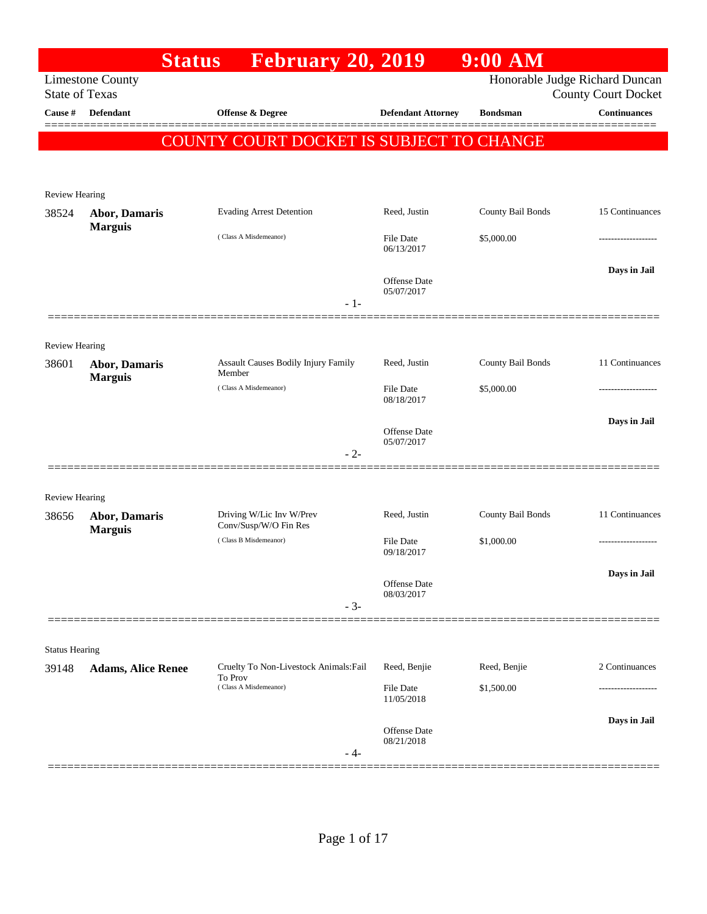# Status February 20, 2019 9:00 AM

Limestone County
State of Texas

Honorable Judge Richard Duncan
County Court Docket

**COUNTY COURT DOCKET IS SUBJECT TO CHANGE**

| Cause # | Defendant | Offense & Degree | Defendant Attorney | Bondsman | Continuances |
|---|---|---|---|---|---|
| Review Hearing | | | | | |
| 38524 | **Abor, Damaris Marguis** | Evading Arrest Detention (Class A Misdemeanor) | Reed, Justin<br>File Date 06/13/2017<br>Offense Date 05/07/2017 | County Bail Bonds<br>$5,000.00 | 15 Continuances<br>-------------------<br>**Days in Jail** |
| Review Hearing | | | | | |
| 38601 | **Abor, Damaris Marguis** | Assault Causes Bodily Injury Family Member (Class A Misdemeanor) | Reed, Justin<br>File Date 08/18/2017<br>Offense Date 05/07/2017 | County Bail Bonds<br>$5,000.00 | 11 Continuances<br>-------------------<br>**Days in Jail** |
| Review Hearing | | | | | |
| 38656 | **Abor, Damaris Marguis** | Driving W/Lic Inv W/Prev Conv/Susp/W/O Fin Res (Class B Misdemeanor) | Reed, Justin<br>File Date 09/18/2017<br>Offense Date 08/03/2017 | County Bail Bonds<br>$1,000.00 | 11 Continuances<br>-------------------<br>**Days in Jail** |
| Status Hearing | | | | | |
| 39148 | **Adams, Alice Renee** | Cruelty To Non-Livestock Animals:Fail To Prov (Class A Misdemeanor) | Reed, Benjie<br>File Date 11/05/2018<br>Offense Date 08/21/2018 | Reed, Benjie<br>$1,500.00 | 2 Continuances<br>-------------------<br>**Days in Jail** |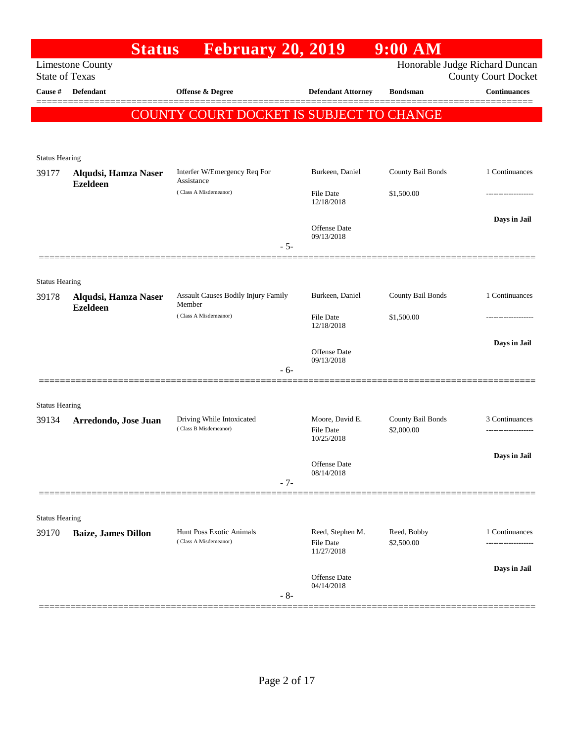# Status February 20, 2019 9:00 AM

Limestone County
State of Texas

Honorable Judge Richard Duncan
County Court Docket

| Cause # | Defendant | Offense & Degree | Defendant Attorney | Bondsman | Continuances |
|---|---|---|---|---|---|

**COUNTY COURT DOCKET IS SUBJECT TO CHANGE**

Status Hearing

| Cause # | Defendant | Offense & Degree | Defendant Attorney | Bondsman | Continuances |
|---|---|---|---|---|---|
| 39177 | **Alqudsi, Hamza Naser Ezeldeen** | Interfer W/Emergency Req For Assistance (Class A Misdemeanor) | Burkeen, Daniel | County Bail Bonds | 1 Continuances |
| | | | File Date 12/18/2018 | $1,500.00 | ------------------- |
| | | | Offense Date 09/13/2018 | | **Days in Jail** |

- 5-

Status Hearing

| Cause # | Defendant | Offense & Degree | Defendant Attorney | Bondsman | Continuances |
|---|---|---|---|---|---|
| 39178 | **Alqudsi, Hamza Naser Ezeldeen** | Assault Causes Bodily Injury Family Member (Class A Misdemeanor) | Burkeen, Daniel | County Bail Bonds | 1 Continuances |
| | | | File Date 12/18/2018 | $1,500.00 | ------------------- |
| | | | Offense Date 09/13/2018 | | **Days in Jail** |

- 6-

Status Hearing

| Cause # | Defendant | Offense & Degree | Defendant Attorney | Bondsman | Continuances |
|---|---|---|---|---|---|
| 39134 | **Arredondo, Jose Juan** | Driving While Intoxicated (Class B Misdemeanor) | Moore, David E. | County Bail Bonds | 3 Continuances |
| | | | File Date 10/25/2018 | $2,000.00 | ------------------- |
| | | | Offense Date 08/14/2018 | | **Days in Jail** |

- 7-

Status Hearing

| Cause # | Defendant | Offense & Degree | Defendant Attorney | Bondsman | Continuances |
|---|---|---|---|---|---|
| 39170 | **Baize, James Dillon** | Hunt Poss Exotic Animals (Class A Misdemeanor) | Reed, Stephen M. | Reed, Bobby | 1 Continuances |
| | | | File Date 11/27/2018 | $2,500.00 | ------------------- |
| | | | Offense Date 04/14/2018 | | **Days in Jail** |

- 8-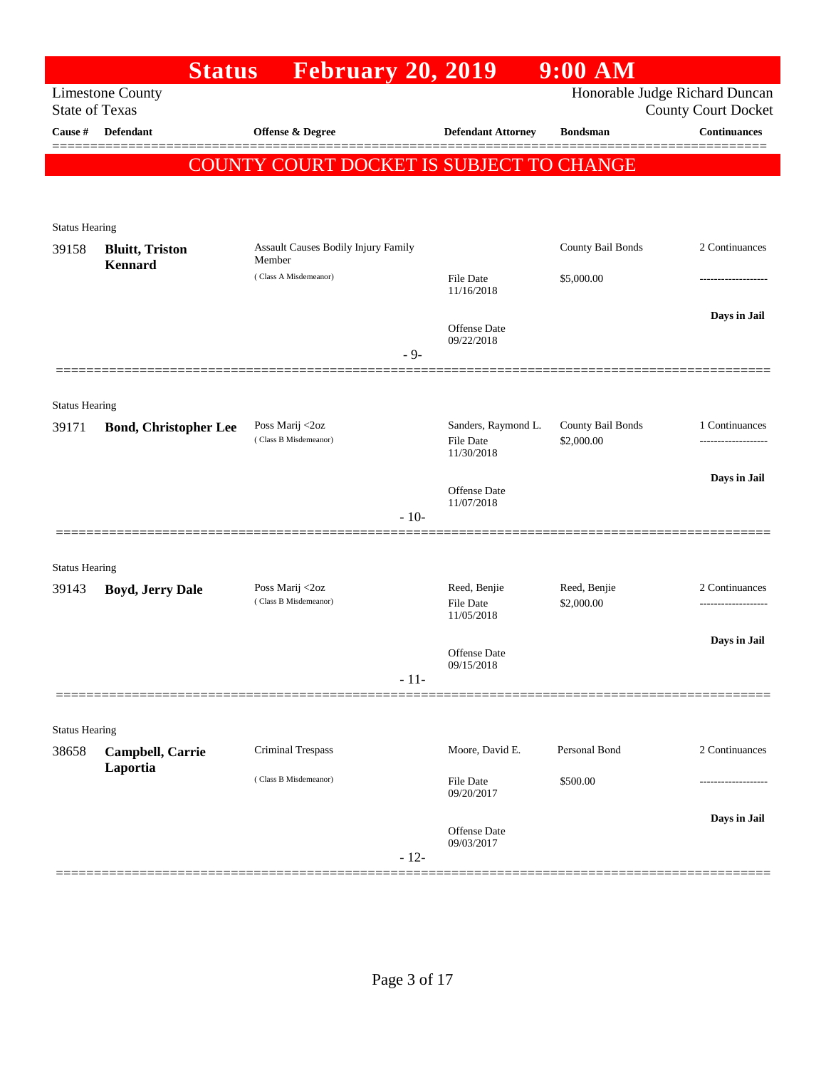# Status February 20, 2019 9:00 AM

Limestone County
State of Texas

Honorable Judge Richard Duncan
County Court Docket

| Cause # | Defendant | Offense & Degree | Defendant Attorney | Bondsman | Continuances |
|---|---|---|---|---|---|

**COUNTY COURT DOCKET IS SUBJECT TO CHANGE**

Status Hearing

| Cause # | Defendant | Offense & Degree | Defendant Attorney | Bondsman | Continuances |
|---|---|---|---|---|---|
| 39158 | **Bluitt, Triston Kennard** | Assault Causes Bodily Injury Family Member ( Class A Misdemeanor) | File Date 11/16/2018 Offense Date 09/22/2018 | County Bail Bonds $5,000.00 | 2 Continuances ------------------- **Days in Jail** |

- 9-

Status Hearing

| Cause # | Defendant | Offense & Degree | Defendant Attorney | Bondsman | Continuances |
|---|---|---|---|---|---|
| 39171 | **Bond, Christopher Lee** | Poss Marij <2oz ( Class B Misdemeanor) | Sanders, Raymond L. File Date 11/30/2018 Offense Date 11/07/2018 | County Bail Bonds $2,000.00 | 1 Continuances ------------------- **Days in Jail** |

- 10-

Status Hearing

| Cause # | Defendant | Offense & Degree | Defendant Attorney | Bondsman | Continuances |
|---|---|---|---|---|---|
| 39143 | **Boyd, Jerry Dale** | Poss Marij <2oz ( Class B Misdemeanor) | Reed, Benjie File Date 11/05/2018 Offense Date 09/15/2018 | Reed, Benjie $2,000.00 | 2 Continuances ------------------- **Days in Jail** |

- 11-

Status Hearing

| Cause # | Defendant | Offense & Degree | Defendant Attorney | Bondsman | Continuances |
|---|---|---|---|---|---|
| 38658 | **Campbell, Carrie Laportia** | Criminal Trespass ( Class B Misdemeanor) | Moore, David E. File Date 09/20/2017 Offense Date 09/03/2017 | Personal Bond $500.00 | 2 Continuances ------------------- **Days in Jail** |

- 12-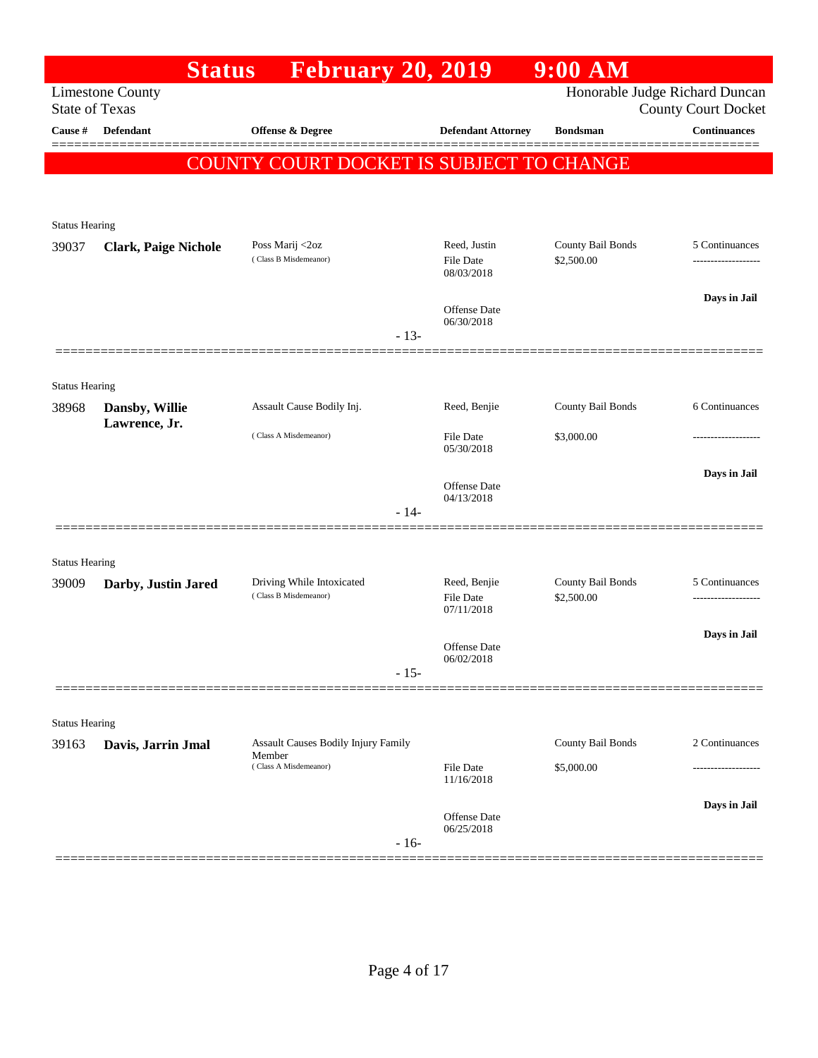# Status February 20, 2019 9:00 AM

Limestone County
State of Texas

Honorable Judge Richard Duncan
County Court Docket

| Cause # | Defendant | Offense & Degree | Defendant Attorney | Bondsman | Continuances |
|---|---|---|---|---|---|

**COUNTY COURT DOCKET IS SUBJECT TO CHANGE**

Status Hearing

| Cause # | Defendant | Offense & Degree | Defendant Attorney | Bondsman | Continuances |
|---|---|---|---|---|---|
| 39037 | **Clark, Paige Nichole** | Poss Marij <2oz (Class B Misdemeanor) | Reed, Justin | County Bail Bonds | 5 Continuances |
| | | | File Date 08/03/2018 | $2,500.00 | ------------------- |
| | | | Offense Date 06/30/2018 | | **Days in Jail** |

- 13-

Status Hearing

| Cause # | Defendant | Offense & Degree | Defendant Attorney | Bondsman | Continuances |
|---|---|---|---|---|---|
| 38968 | **Dansby, Willie Lawrence, Jr.** | Assault Cause Bodily Inj. (Class A Misdemeanor) | Reed, Benjie | County Bail Bonds | 6 Continuances |
| | | | File Date 05/30/2018 | $3,000.00 | ------------------- |
| | | | Offense Date 04/13/2018 | | **Days in Jail** |

- 14-

Status Hearing

| Cause # | Defendant | Offense & Degree | Defendant Attorney | Bondsman | Continuances |
|---|---|---|---|---|---|
| 39009 | **Darby, Justin Jared** | Driving While Intoxicated (Class B Misdemeanor) | Reed, Benjie | County Bail Bonds | 5 Continuances |
| | | | File Date 07/11/2018 | $2,500.00 | ------------------- |
| | | | Offense Date 06/02/2018 | | **Days in Jail** |

- 15-

Status Hearing

| Cause # | Defendant | Offense & Degree | Defendant Attorney | Bondsman | Continuances |
|---|---|---|---|---|---|
| 39163 | **Davis, Jarrin Jmal** | Assault Causes Bodily Injury Family Member (Class A Misdemeanor) | | County Bail Bonds | 2 Continuances |
| | | | File Date 11/16/2018 | $5,000.00 | ------------------- |
| | | | Offense Date 06/25/2018 | | **Days in Jail** |

- 16-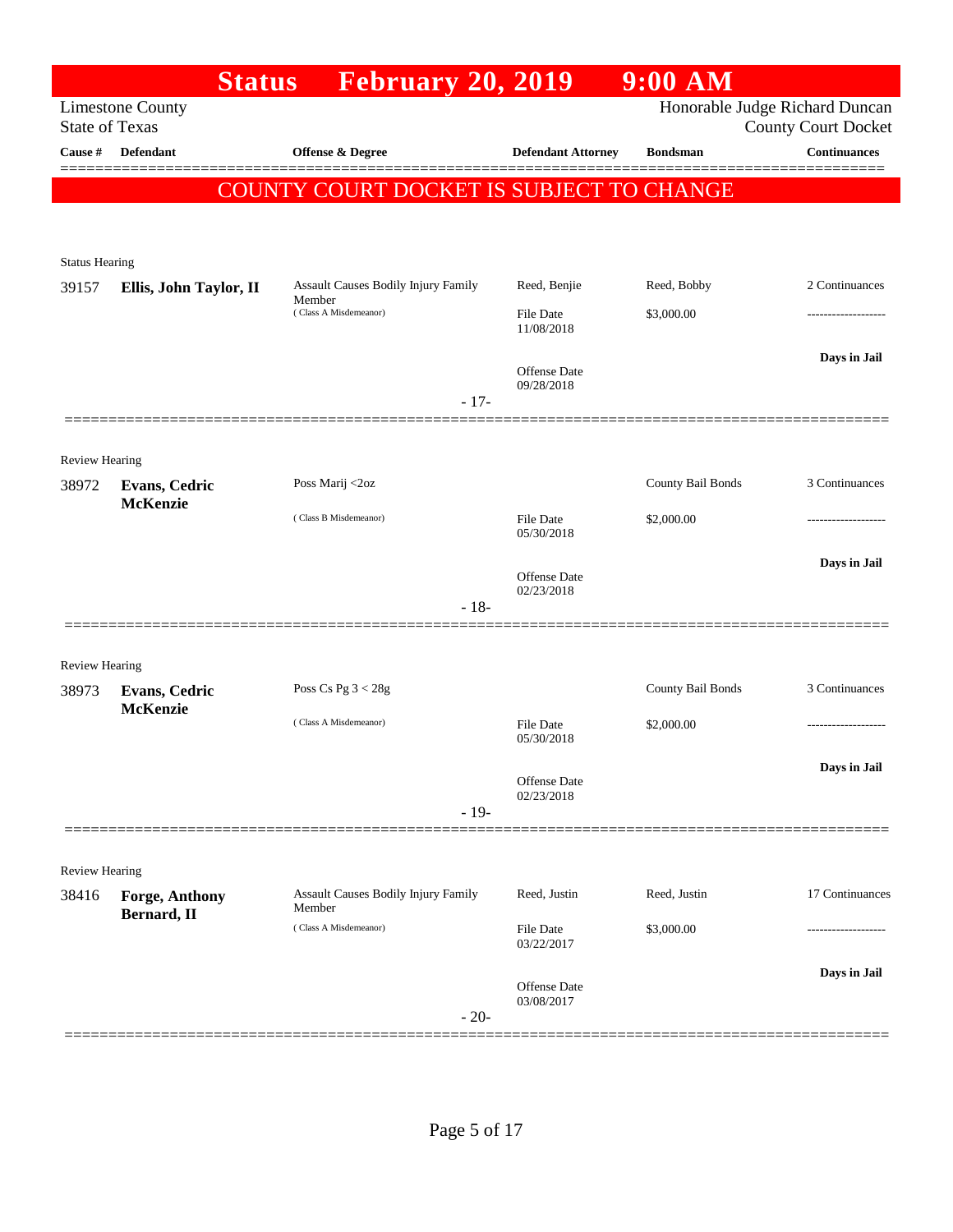# Status February 20, 2019 9:00 AM

Limestone County
State of Texas

Honorable Judge Richard Duncan
County Court Docket

| Cause # | Defendant | Offense & Degree | Defendant Attorney | Bondsman | Continuances |
|---|---|---|---|---|---|

**COUNTY COURT DOCKET IS SUBJECT TO CHANGE**

Status Hearing

| Cause # | Defendant | Offense & Degree | Defendant Attorney | Bondsman | Continuances |
|---|---|---|---|---|---|
| 39157 | **Ellis, John Taylor, II** | Assault Causes Bodily Injury Family Member (Class A Misdemeanor) | Reed, Benjie | Reed, Bobby | 2 Continuances |
| | | | File Date 11/08/2018 | $3,000.00 | ------------------- |
| | | | Offense Date 09/28/2018 | | **Days in Jail** |

- 17-

Review Hearing

| Cause # | Defendant | Offense & Degree | Defendant Attorney | Bondsman | Continuances |
|---|---|---|---|---|---|
| 38972 | **Evans, Cedric McKenzie** | Poss Marij <2oz (Class B Misdemeanor) | | County Bail Bonds | 3 Continuances |
| | | | File Date 05/30/2018 | $2,000.00 | ------------------- |
| | | | Offense Date 02/23/2018 | | **Days in Jail** |

- 18-

Review Hearing

| Cause # | Defendant | Offense & Degree | Defendant Attorney | Bondsman | Continuances |
|---|---|---|---|---|---|
| 38973 | **Evans, Cedric McKenzie** | Poss Cs Pg 3 < 28g (Class A Misdemeanor) | | County Bail Bonds | 3 Continuances |
| | | | File Date 05/30/2018 | $2,000.00 | ------------------- |
| | | | Offense Date 02/23/2018 | | **Days in Jail** |

- 19-

Review Hearing

| Cause # | Defendant | Offense & Degree | Defendant Attorney | Bondsman | Continuances |
|---|---|---|---|---|---|
| 38416 | **Forge, Anthony Bernard, II** | Assault Causes Bodily Injury Family Member (Class A Misdemeanor) | Reed, Justin | Reed, Justin | 17 Continuances |
| | | | File Date 03/22/2017 | $3,000.00 | ------------------- |
| | | | Offense Date 03/08/2017 | | **Days in Jail** |

- 20-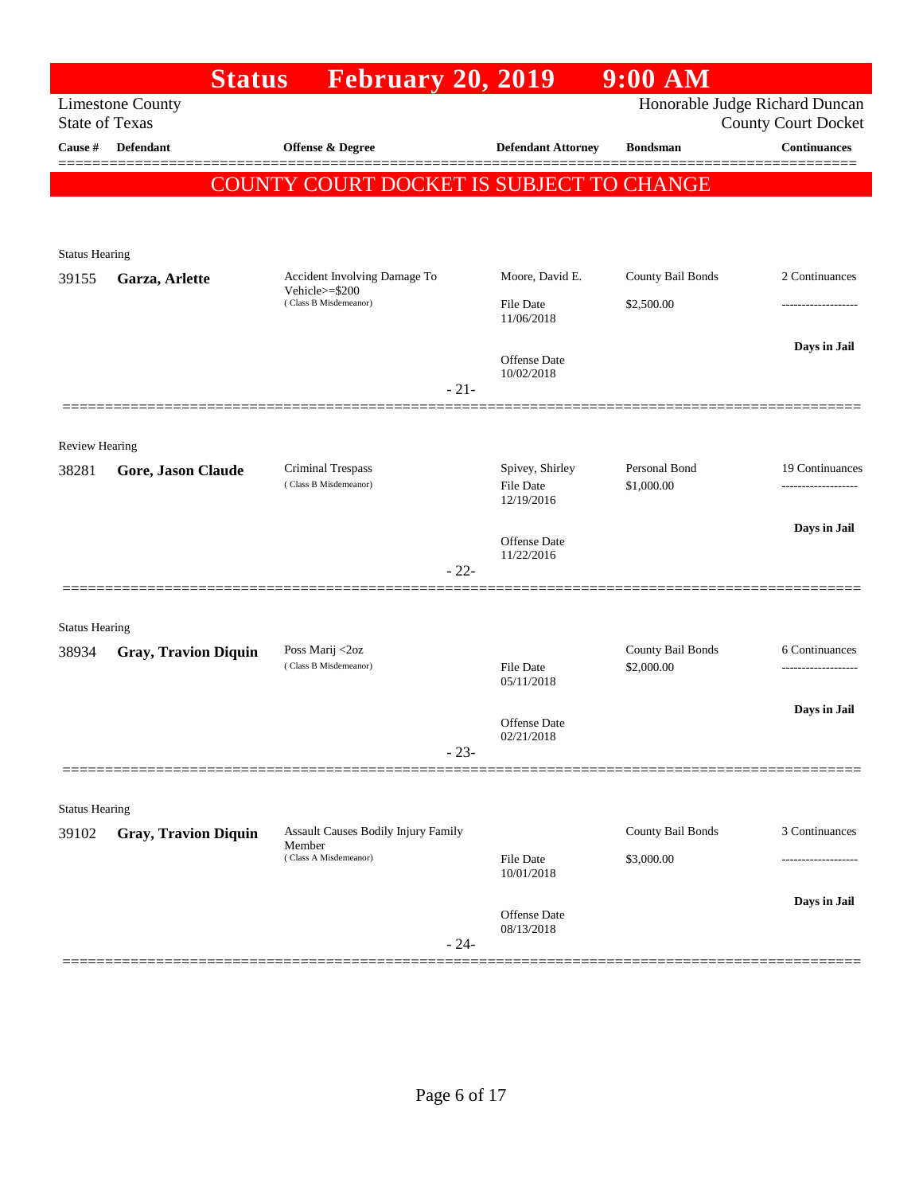# Status February 20, 2019 9:00 AM

Limestone County
State of Texas

Honorable Judge Richard Duncan
County Court Docket

| Cause # | Defendant | Offense & Degree | Defendant Attorney | Bondsman | Continuances |
|---|---|---|---|---|---|

**COUNTY COURT DOCKET IS SUBJECT TO CHANGE**

Status Hearing

| Cause # | Defendant | Offense & Degree | Defendant Attorney | Bondsman | Continuances |
|---|---|---|---|---|---|
| 39155 | **Garza, Arlette** | Accident Involving Damage To Vehicle>=$200 (Class B Misdemeanor) | Moore, David E. | County Bail Bonds | 2 Continuances |
| | | | File Date 11/06/2018 | $2,500.00 | ------------------- |
| | | | Offense Date 10/02/2018 | | Days in Jail |

- 21-

Review Hearing

| Cause # | Defendant | Offense & Degree | Defendant Attorney | Bondsman | Continuances |
|---|---|---|---|---|---|
| 38281 | **Gore, Jason Claude** | Criminal Trespass (Class B Misdemeanor) | Spivey, Shirley | Personal Bond | 19 Continuances |
| | | | File Date 12/19/2016 | $1,000.00 | ------------------- |
| | | | Offense Date 11/22/2016 | | Days in Jail |

- 22-

Status Hearing

| Cause # | Defendant | Offense & Degree | Defendant Attorney | Bondsman | Continuances |
|---|---|---|---|---|---|
| 38934 | **Gray, Travion Diquin** | Poss Marij <2oz (Class B Misdemeanor) | | County Bail Bonds | 6 Continuances |
| | | | File Date 05/11/2018 | $2,000.00 | ------------------- |
| | | | Offense Date 02/21/2018 | | Days in Jail |

- 23-

Status Hearing

| Cause # | Defendant | Offense & Degree | Defendant Attorney | Bondsman | Continuances |
|---|---|---|---|---|---|
| 39102 | **Gray, Travion Diquin** | Assault Causes Bodily Injury Family Member (Class A Misdemeanor) | | County Bail Bonds | 3 Continuances |
| | | | File Date 10/01/2018 | $3,000.00 | ------------------- |
| | | | Offense Date 08/13/2018 | | Days in Jail |

- 24-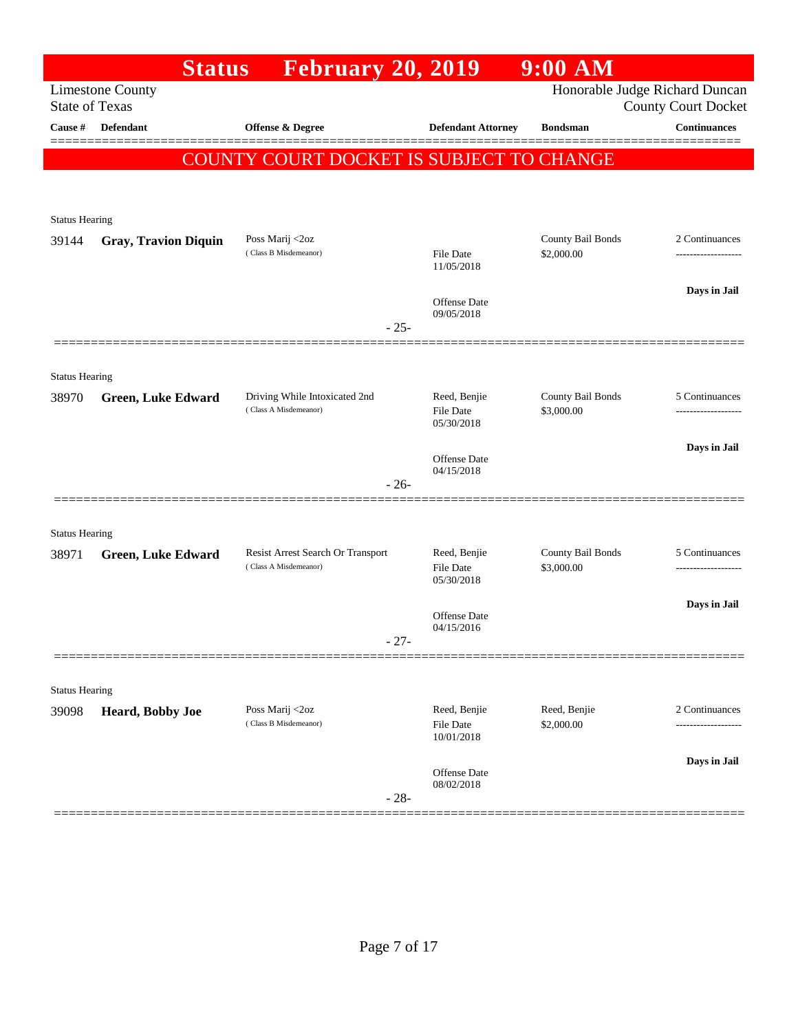# Status February 20, 2019 9:00 AM

Limestone County
State of Texas

Honorable Judge Richard Duncan
County Court Docket

| Cause # | Defendant | Offense & Degree | Defendant Attorney | Bondsman | Continuances |
|---|---|---|---|---|---|

**COUNTY COURT DOCKET IS SUBJECT TO CHANGE**

Status Hearing

| Cause # | Defendant | Offense & Degree | Defendant Attorney | Bondsman | Continuances |
|---|---|---|---|---|---|
| 39144 | **Gray, Travion Diquin** | Poss Marij <2oz (Class B Misdemeanor) | File Date 11/05/2018 Offense Date 09/05/2018 | County Bail Bonds $2,000.00 | 2 Continuances ------------------- **Days in Jail** |

- 25-

Status Hearing

| Cause # | Defendant | Offense & Degree | Defendant Attorney | Bondsman | Continuances |
|---|---|---|---|---|---|
| 38970 | **Green, Luke Edward** | Driving While Intoxicated 2nd (Class A Misdemeanor) | Reed, Benjie File Date 05/30/2018 Offense Date 04/15/2018 | County Bail Bonds $3,000.00 | 5 Continuances ------------------- **Days in Jail** |

- 26-

Status Hearing

| Cause # | Defendant | Offense & Degree | Defendant Attorney | Bondsman | Continuances |
|---|---|---|---|---|---|
| 38971 | **Green, Luke Edward** | Resist Arrest Search Or Transport (Class A Misdemeanor) | Reed, Benjie File Date 05/30/2018 Offense Date 04/15/2016 | County Bail Bonds $3,000.00 | 5 Continuances ------------------- **Days in Jail** |

- 27-

Status Hearing

| Cause # | Defendant | Offense & Degree | Defendant Attorney | Bondsman | Continuances |
|---|---|---|---|---|---|
| 39098 | **Heard, Bobby Joe** | Poss Marij <2oz (Class B Misdemeanor) | Reed, Benjie File Date 10/01/2018 Offense Date 08/02/2018 | Reed, Benjie $2,000.00 | 2 Continuances ------------------- **Days in Jail** |

- 28-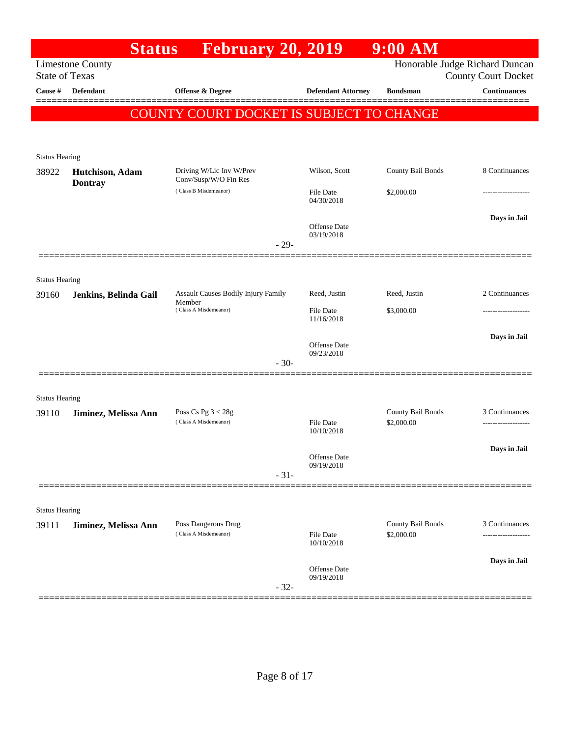# Status February 20, 2019 9:00 AM

Limestone County
State of Texas

Honorable Judge Richard Duncan
County Court Docket

| Cause # | Defendant | Offense & Degree | Defendant Attorney | Bondsman | Continuances |
|---|---|---|---|---|---|

**COUNTY COURT DOCKET IS SUBJECT TO CHANGE**

Status Hearing

| Cause # | Defendant | Offense & Degree | Defendant Attorney | Bondsman | Continuances |
|---|---|---|---|---|---|
| 38922 | **Hutchison, Adam Dontray** | Driving W/Lic Inv W/Prev Conv/Susp/W/O Fin Res (Class B Misdemeanor) | Wilson, Scott | County Bail Bonds | 8 Continuances |
| | | | File Date 04/30/2018 | $2,000.00 | ------------------- |
| | | | Offense Date 03/19/2018 | | **Days in Jail** |

- 29-

Status Hearing

| Cause # | Defendant | Offense & Degree | Defendant Attorney | Bondsman | Continuances |
|---|---|---|---|---|---|
| 39160 | **Jenkins, Belinda Gail** | Assault Causes Bodily Injury Family Member (Class A Misdemeanor) | Reed, Justin | Reed, Justin | 2 Continuances |
| | | | File Date 11/16/2018 | $3,000.00 | ------------------- |
| | | | Offense Date 09/23/2018 | | **Days in Jail** |

- 30-

Status Hearing

| Cause # | Defendant | Offense & Degree | Defendant Attorney | Bondsman | Continuances |
|---|---|---|---|---|---|
| 39110 | **Jiminez, Melissa Ann** | Poss Cs Pg 3 < 28g (Class A Misdemeanor) | | County Bail Bonds | 3 Continuances |
| | | | File Date 10/10/2018 | $2,000.00 | ------------------- |
| | | | Offense Date 09/19/2018 | | **Days in Jail** |

- 31-

Status Hearing

| Cause # | Defendant | Offense & Degree | Defendant Attorney | Bondsman | Continuances |
|---|---|---|---|---|---|
| 39111 | **Jiminez, Melissa Ann** | Poss Dangerous Drug (Class A Misdemeanor) | | County Bail Bonds | 3 Continuances |
| | | | File Date 10/10/2018 | $2,000.00 | ------------------- |
| | | | Offense Date 09/19/2018 | | **Days in Jail** |

- 32-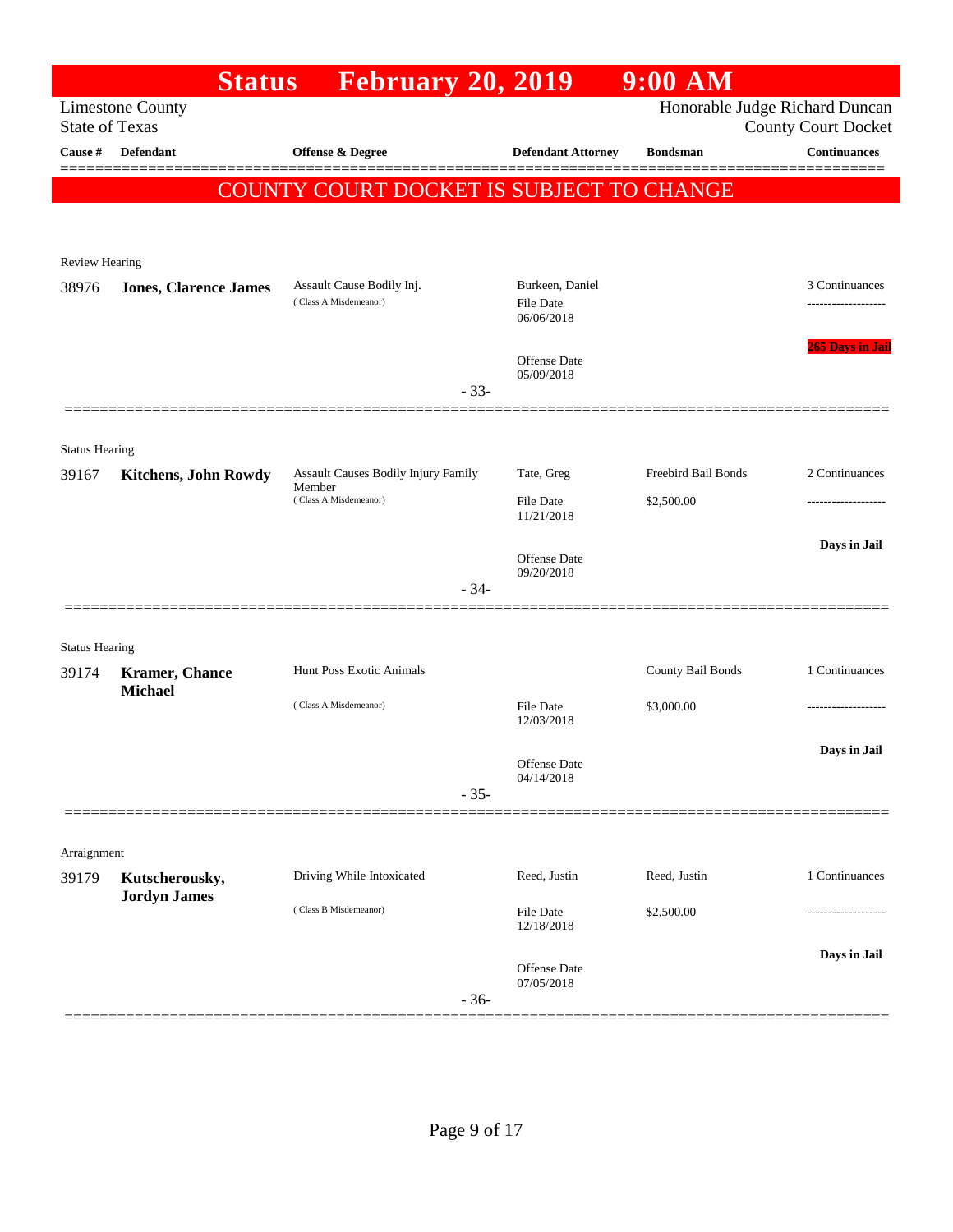# Status February 20, 2019 9:00 AM

Limestone County
State of Texas

Honorable Judge Richard Duncan
County Court Docket

| Cause # | Defendant | Offense & Degree | Defendant Attorney | Bondsman | Continuances |
|---|---|---|---|---|---|

**COUNTY COURT DOCKET IS SUBJECT TO CHANGE**

Review Hearing

| Cause # | Defendant | Offense & Degree | Defendant Attorney | Bondsman | Continuances |
|---|---|---|---|---|---|
| 38976 | **Jones, Clarence James** | Assault Cause Bodily Inj. (Class A Misdemeanor) | Burkeen, Daniel<br>File Date 06/06/2018<br>Offense Date 05/09/2018 | | 3 Continuances<br>-------------------<br>265 Days in Jail |

- 33-

Status Hearing

| Cause # | Defendant | Offense & Degree | Defendant Attorney | Bondsman | Continuances |
|---|---|---|---|---|---|
| 39167 | **Kitchens, John Rowdy** | Assault Causes Bodily Injury Family Member (Class A Misdemeanor) | Tate, Greg<br>File Date 11/21/2018<br>Offense Date 09/20/2018 | Freebird Bail Bonds<br>$2,500.00 | 2 Continuances<br>-------------------<br>Days in Jail |

- 34-

Status Hearing

| Cause # | Defendant | Offense & Degree | Defendant Attorney | Bondsman | Continuances |
|---|---|---|---|---|---|
| 39174 | **Kramer, Chance Michael** | Hunt Poss Exotic Animals (Class A Misdemeanor) | File Date 12/03/2018<br>Offense Date 04/14/2018 | County Bail Bonds<br>$3,000.00 | 1 Continuances<br>-------------------<br>Days in Jail |

- 35-

Arraignment

| Cause # | Defendant | Offense & Degree | Defendant Attorney | Bondsman | Continuances |
|---|---|---|---|---|---|
| 39179 | **Kutscherousky, Jordyn James** | Driving While Intoxicated (Class B Misdemeanor) | Reed, Justin<br>File Date 12/18/2018<br>Offense Date 07/05/2018 | Reed, Justin<br>$2,500.00 | 1 Continuances<br>-------------------<br>Days in Jail |

- 36-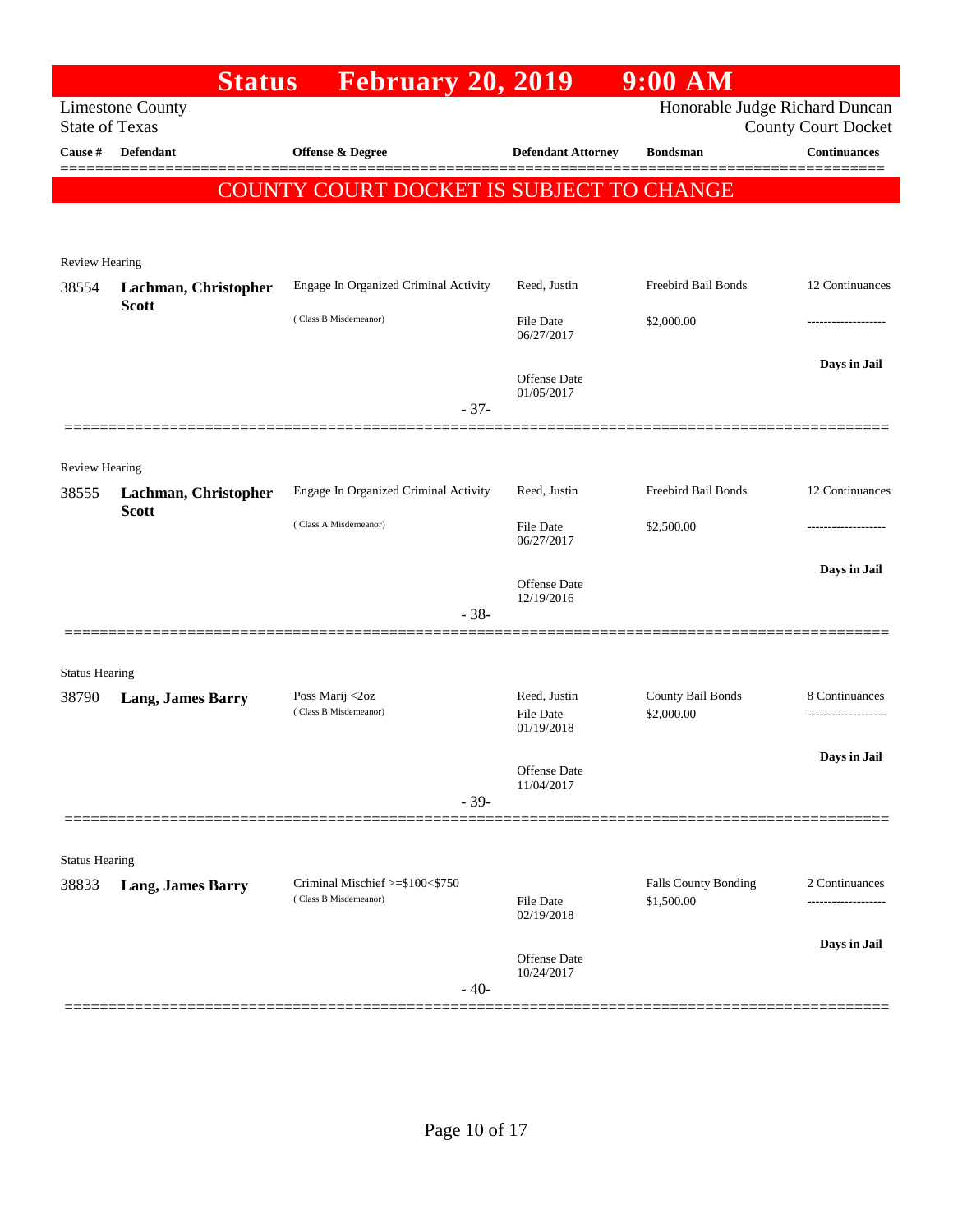# Status February 20, 2019 9:00 AM

Limestone County
State of Texas

Honorable Judge Richard Duncan
County Court Docket

| Cause # | Defendant | Offense & Degree | Defendant Attorney | Bondsman | Continuances |
|---|---|---|---|---|---|

COUNTY COURT DOCKET IS SUBJECT TO CHANGE

Review Hearing

| | | | | | |
|---|---|---|---|---|---|
| 38554 | **Lachman, Christopher Scott** | Engage In Organized Criminal Activity<br>( Class B Misdemeanor) | Reed, Justin<br>File Date 06/27/2017<br>Offense Date 01/05/2017 | Freebird Bail Bonds<br>$2,000.00 | 12 Continuances<br>-------------------<br>**Days in Jail** |

- 37-

Review Hearing

| | | | | | |
|---|---|---|---|---|---|
| 38555 | **Lachman, Christopher Scott** | Engage In Organized Criminal Activity<br>( Class A Misdemeanor) | Reed, Justin<br>File Date 06/27/2017<br>Offense Date 12/19/2016 | Freebird Bail Bonds<br>$2,500.00 | 12 Continuances<br>-------------------<br>**Days in Jail** |

- 38-

Status Hearing

| | | | | | |
|---|---|---|---|---|---|
| 38790 | **Lang, James Barry** | Poss Marij <2oz<br>( Class B Misdemeanor) | Reed, Justin<br>File Date 01/19/2018<br>Offense Date 11/04/2017 | County Bail Bonds<br>$2,000.00 | 8 Continuances<br>-------------------<br>**Days in Jail** |

- 39-

Status Hearing

| | | | | | |
|---|---|---|---|---|---|
| 38833 | **Lang, James Barry** | Criminal Mischief >=$100<$750<br>( Class B Misdemeanor) | File Date 02/19/2018<br>Offense Date 10/24/2017 | Falls County Bonding<br>$1,500.00 | 2 Continuances<br>-------------------<br>**Days in Jail** |

- 40-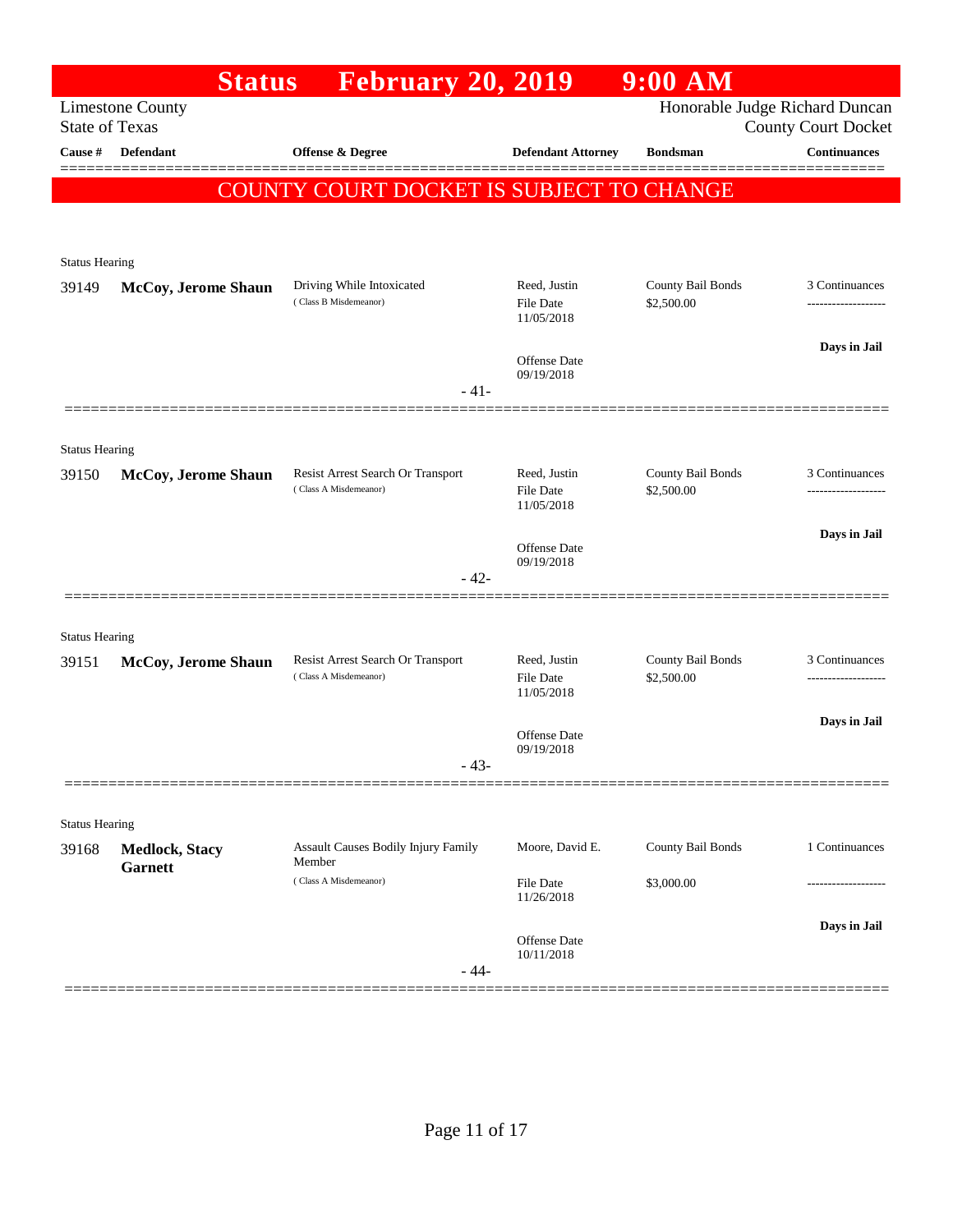# Status February 20, 2019 9:00 AM

Limestone County
State of Texas

Honorable Judge Richard Duncan
County Court Docket

| Cause # | Defendant | Offense & Degree | Defendant Attorney | Bondsman | Continuances |
|---|---|---|---|---|---|

**COUNTY COURT DOCKET IS SUBJECT TO CHANGE**

Status Hearing

| Cause # | Defendant | Offense & Degree | Defendant Attorney | Bondsman | Continuances |
|---|---|---|---|---|---|
| 39149 | **McCoy, Jerome Shaun** | Driving While Intoxicated (Class B Misdemeanor) | Reed, Justin<br>File Date 11/05/2018<br>Offense Date 09/19/2018 | County Bail Bonds<br>$2,500.00 | 3 Continuances<br>-------------------<br>**Days in Jail** |

- 41-

Status Hearing

| Cause # | Defendant | Offense & Degree | Defendant Attorney | Bondsman | Continuances |
|---|---|---|---|---|---|
| 39150 | **McCoy, Jerome Shaun** | Resist Arrest Search Or Transport (Class A Misdemeanor) | Reed, Justin<br>File Date 11/05/2018<br>Offense Date 09/19/2018 | County Bail Bonds<br>$2,500.00 | 3 Continuances<br>-------------------<br>**Days in Jail** |

- 42-

Status Hearing

| Cause # | Defendant | Offense & Degree | Defendant Attorney | Bondsman | Continuances |
|---|---|---|---|---|---|
| 39151 | **McCoy, Jerome Shaun** | Resist Arrest Search Or Transport (Class A Misdemeanor) | Reed, Justin<br>File Date 11/05/2018<br>Offense Date 09/19/2018 | County Bail Bonds<br>$2,500.00 | 3 Continuances<br>-------------------<br>**Days in Jail** |

- 43-

Status Hearing

| Cause # | Defendant | Offense & Degree | Defendant Attorney | Bondsman | Continuances |
|---|---|---|---|---|---|
| 39168 | **Medlock, Stacy Garnett** | Assault Causes Bodily Injury Family Member (Class A Misdemeanor) | Moore, David E.<br>File Date 11/26/2018<br>Offense Date 10/11/2018 | County Bail Bonds<br>$3,000.00 | 1 Continuances<br>-------------------<br>**Days in Jail** |

- 44-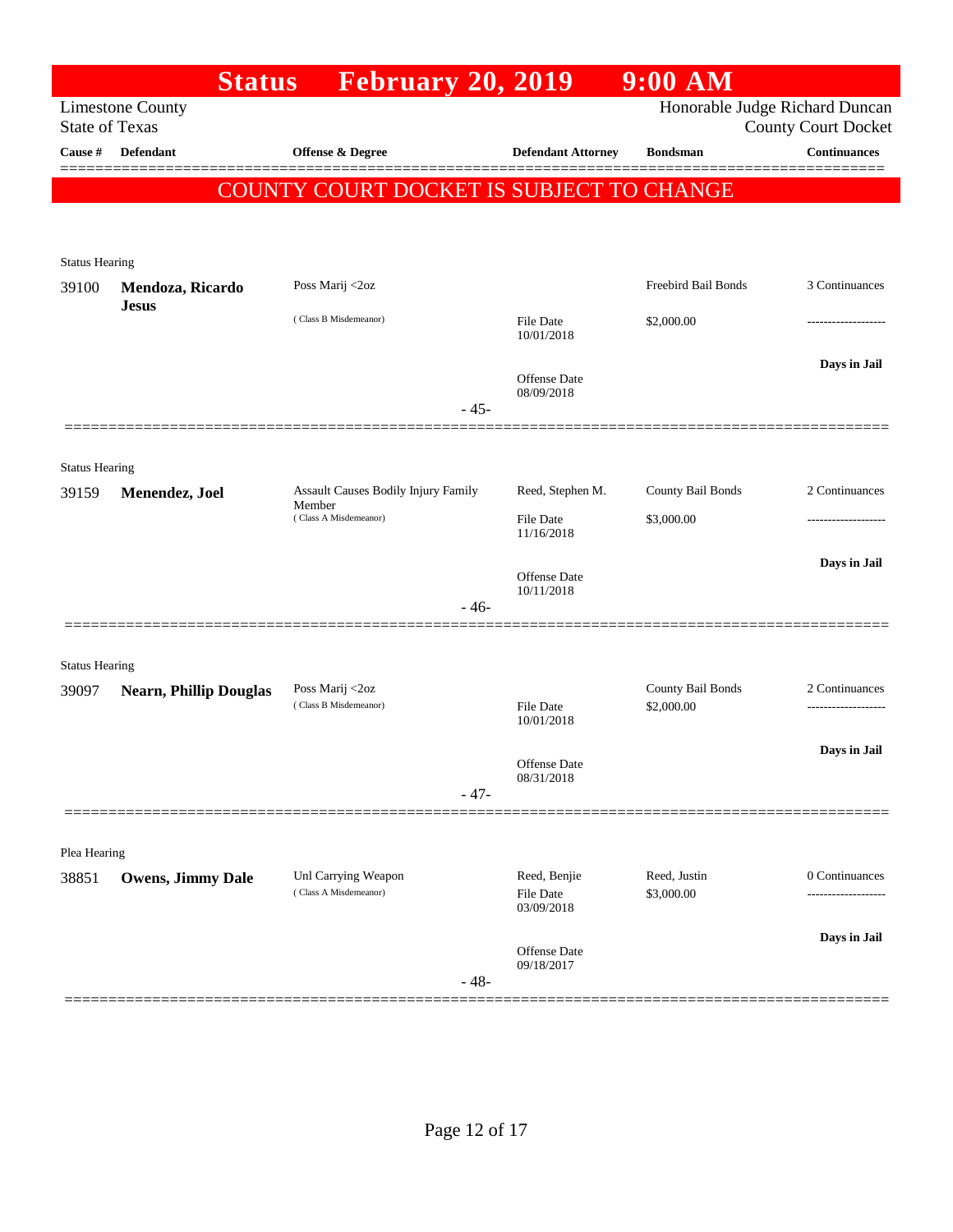# Status February 20, 2019 9:00 AM

Limestone County
State of Texas

Honorable Judge Richard Duncan
County Court Docket

| Cause # | Defendant | Offense & Degree | Defendant Attorney | Bondsman | Continuances |
|---|---|---|---|---|---|

**COUNTY COURT DOCKET IS SUBJECT TO CHANGE**

---

Status Hearing

| Cause # | Defendant | Offense & Degree | Defendant Attorney | Bondsman | Continuances |
|---|---|---|---|---|---|
| 39100 | **Mendoza, Ricardo Jesus** | Poss Marij <2oz (Class B Misdemeanor) | File Date 10/01/2018; Offense Date 08/09/2018 | Freebird Bail Bonds $2,000.00 | 3 Continuances; Days in Jail |

- 45-

---

Status Hearing

| Cause # | Defendant | Offense & Degree | Defendant Attorney | Bondsman | Continuances |
|---|---|---|---|---|---|
| 39159 | **Menendez, Joel** | Assault Causes Bodily Injury Family Member (Class A Misdemeanor) | Reed, Stephen M.; File Date 11/16/2018; Offense Date 10/11/2018 | County Bail Bonds $3,000.00 | 2 Continuances; Days in Jail |

- 46-

---

Status Hearing

| Cause # | Defendant | Offense & Degree | Defendant Attorney | Bondsman | Continuances |
|---|---|---|---|---|---|
| 39097 | **Nearn, Phillip Douglas** | Poss Marij <2oz (Class B Misdemeanor) | File Date 10/01/2018; Offense Date 08/31/2018 | County Bail Bonds $2,000.00 | 2 Continuances; Days in Jail |

- 47-

---

Plea Hearing

| Cause # | Defendant | Offense & Degree | Defendant Attorney | Bondsman | Continuances |
|---|---|---|---|---|---|
| 38851 | **Owens, Jimmy Dale** | Unl Carrying Weapon (Class A Misdemeanor) | Reed, Benjie; File Date 03/09/2018; Offense Date 09/18/2017 | Reed, Justin $3,000.00 | 0 Continuances; Days in Jail |

- 48-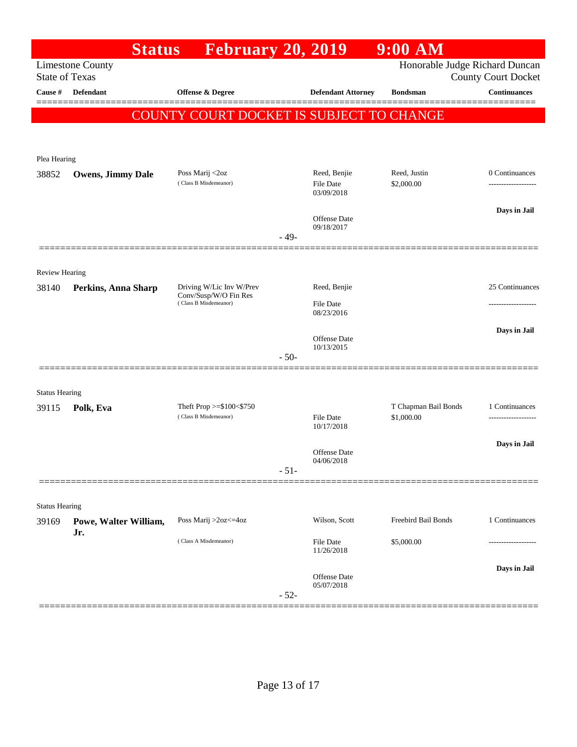# Status February 20, 2019 9:00 AM

Limestone County
State of Texas

Honorable Judge Richard Duncan
County Court Docket

| Cause # | Defendant | Offense & Degree | Defendant Attorney | Bondsman | Continuances |
|---|---|---|---|---|---|

**COUNTY COURT DOCKET IS SUBJECT TO CHANGE**

Plea Hearing

| | | | | | |
|---|---|---|---|---|---|
| 38852 | **Owens, Jimmy Dale** | Poss Marij <2oz (Class B Misdemeanor) | Reed, Benjie | Reed, Justin | 0 Continuances |
| | | | File Date 03/09/2018 | $2,000.00 | ------------------- |
| | | | Offense Date 09/18/2017 | | **Days in Jail** |

- 49-

Review Hearing

| | | | | | |
|---|---|---|---|---|---|
| 38140 | **Perkins, Anna Sharp** | Driving W/Lic Inv W/Prev Conv/Susp/W/O Fin Res (Class B Misdemeanor) | Reed, Benjie | | 25 Continuances |
| | | | File Date 08/23/2016 | | ------------------- |
| | | | Offense Date 10/13/2015 | | **Days in Jail** |

- 50-

Status Hearing

| | | | | | |
|---|---|---|---|---|---|
| 39115 | **Polk, Eva** | Theft Prop >=$100<$750 (Class B Misdemeanor) | | T Chapman Bail Bonds | 1 Continuances |
| | | | File Date 10/17/2018 | $1,000.00 | ------------------- |
| | | | Offense Date 04/06/2018 | | **Days in Jail** |

- 51-

Status Hearing

| | | | | | |
|---|---|---|---|---|---|
| 39169 | **Powe, Walter William, Jr.** | Poss Marij >2oz<=4oz (Class A Misdemeanor) | Wilson, Scott | Freebird Bail Bonds | 1 Continuances |
| | | | File Date 11/26/2018 | $5,000.00 | ------------------- |
| | | | Offense Date 05/07/2018 | | **Days in Jail** |

- 52-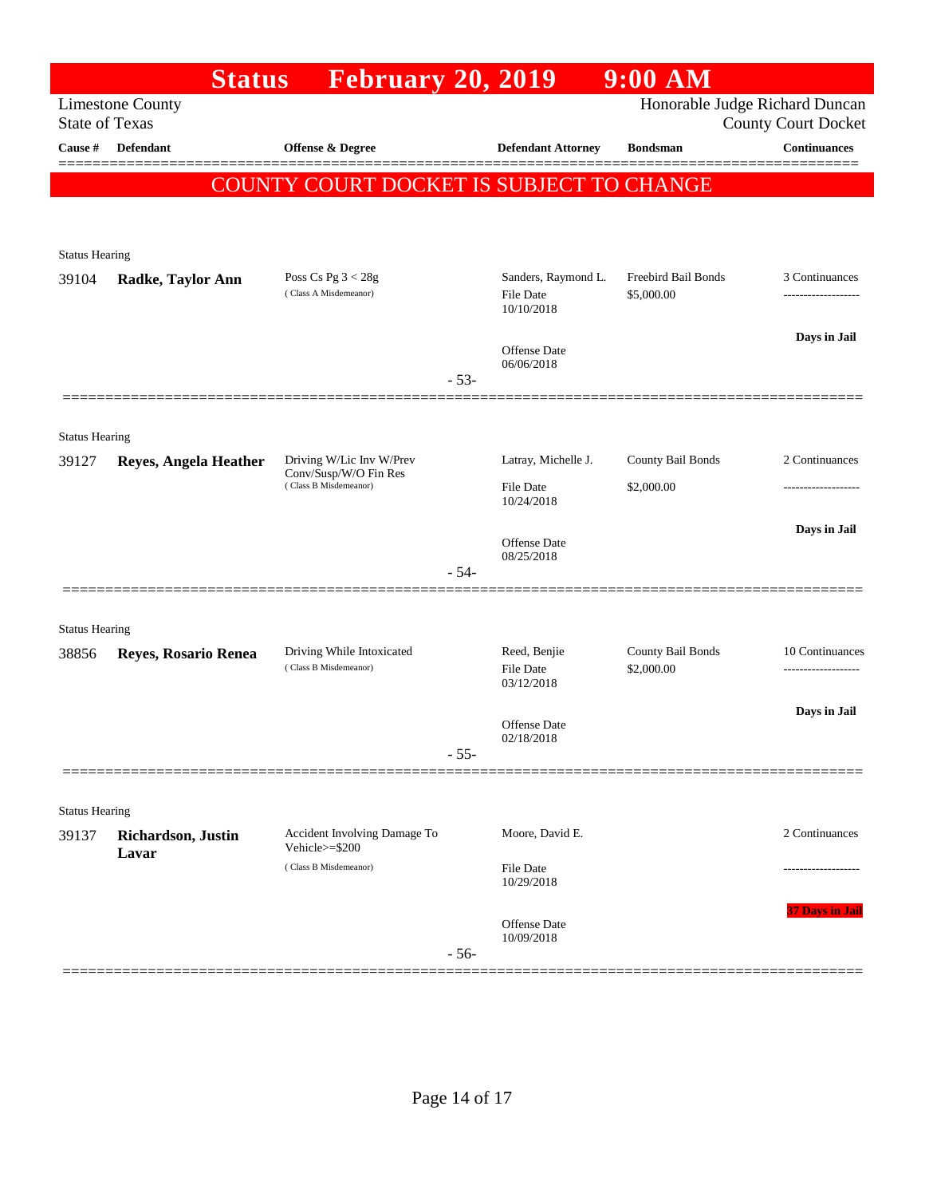# Status February 20, 2019 9:00 AM

Limestone County
State of Texas

Honorable Judge Richard Duncan
County Court Docket

| Cause # | Defendant | Offense & Degree | Defendant Attorney | Bondsman | Continuances |
|---|---|---|---|---|---|

**COUNTY COURT DOCKET IS SUBJECT TO CHANGE**

Status Hearing

| | | | | | |
|---|---|---|---|---|---|
| 39104 | **Radke, Taylor Ann** | Poss Cs Pg 3 < 28g (Class A Misdemeanor) | Sanders, Raymond L. File Date 10/10/2018 Offense Date 06/06/2018 | Freebird Bail Bonds $5,000.00 | 3 Continuances ------------------- **Days in Jail** |

- 53-

Status Hearing

| | | | | | |
|---|---|---|---|---|---|
| 39127 | **Reyes, Angela Heather** | Driving W/Lic Inv W/Prev Conv/Susp/W/O Fin Res (Class B Misdemeanor) | Latray, Michelle J. File Date 10/24/2018 Offense Date 08/25/2018 | County Bail Bonds $2,000.00 | 2 Continuances ------------------- **Days in Jail** |

- 54-

Status Hearing

| | | | | | |
|---|---|---|---|---|---|
| 38856 | **Reyes, Rosario Renea** | Driving While Intoxicated (Class B Misdemeanor) | Reed, Benjie File Date 03/12/2018 Offense Date 02/18/2018 | County Bail Bonds $2,000.00 | 10 Continuances ------------------- **Days in Jail** |

- 55-

Status Hearing

| | | | | | |
|---|---|---|---|---|---|
| 39137 | **Richardson, Justin Lavar** | Accident Involving Damage To Vehicle>=$200 (Class B Misdemeanor) | Moore, David E. File Date 10/29/2018 Offense Date 10/09/2018 | | 2 Continuances ------------------- **37 Days in Jail** |

- 56-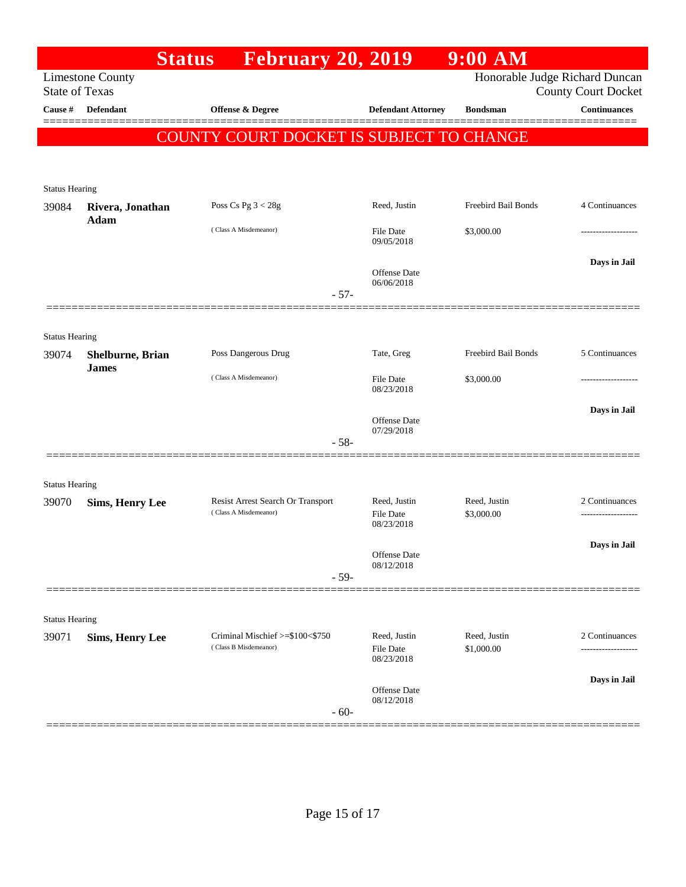# Status February 20, 2019 9:00 AM

Limestone County
State of Texas

Honorable Judge Richard Duncan
County Court Docket

| Cause # | Defendant | Offense & Degree | Defendant Attorney | Bondsman | Continuances |
|---|---|---|---|---|---|

**COUNTY COURT DOCKET IS SUBJECT TO CHANGE**

Status Hearing

| Cause # | Defendant | Offense & Degree | Defendant Attorney | Bondsman | Continuances |
|---|---|---|---|---|---|
| 39084 | **Rivera, Jonathan Adam** | Poss Cs Pg 3 < 28g (Class A Misdemeanor) | Reed, Justin<br>File Date 09/05/2018<br>Offense Date 06/06/2018 | Freebird Bail Bonds<br>$3,000.00 | 4 Continuances<br>-------------------<br>**Days in Jail** |

- 57-

Status Hearing

| Cause # | Defendant | Offense & Degree | Defendant Attorney | Bondsman | Continuances |
|---|---|---|---|---|---|
| 39074 | **Shelburne, Brian James** | Poss Dangerous Drug (Class A Misdemeanor) | Tate, Greg<br>File Date 08/23/2018<br>Offense Date 07/29/2018 | Freebird Bail Bonds<br>$3,000.00 | 5 Continuances<br>-------------------<br>**Days in Jail** |

- 58-

Status Hearing

| Cause # | Defendant | Offense & Degree | Defendant Attorney | Bondsman | Continuances |
|---|---|---|---|---|---|
| 39070 | **Sims, Henry Lee** | Resist Arrest Search Or Transport (Class A Misdemeanor) | Reed, Justin<br>File Date 08/23/2018<br>Offense Date 08/12/2018 | Reed, Justin<br>$3,000.00 | 2 Continuances<br>-------------------<br>**Days in Jail** |

- 59-

Status Hearing

| Cause # | Defendant | Offense & Degree | Defendant Attorney | Bondsman | Continuances |
|---|---|---|---|---|---|
| 39071 | **Sims, Henry Lee** | Criminal Mischief >=$100<$750 (Class B Misdemeanor) | Reed, Justin<br>File Date 08/23/2018<br>Offense Date 08/12/2018 | Reed, Justin<br>$1,000.00 | 2 Continuances<br>-------------------<br>**Days in Jail** |

- 60-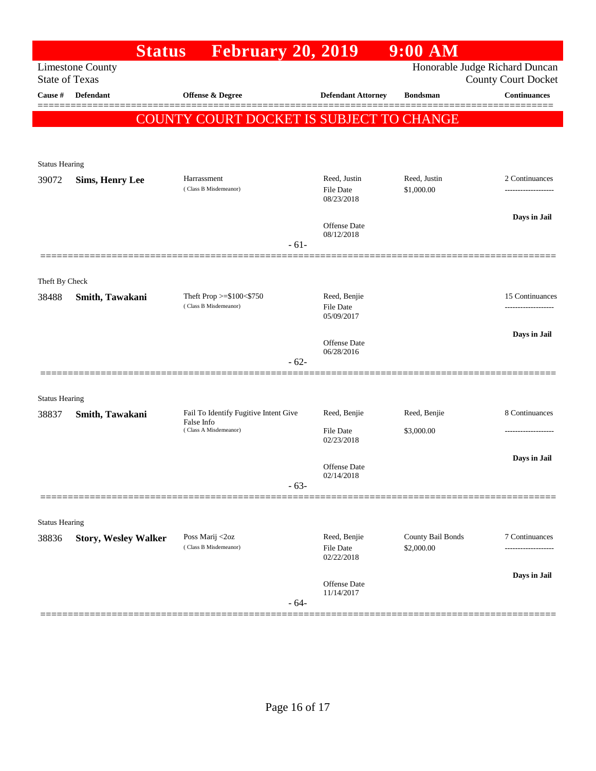# Status February 20, 2019 9:00 AM

Limestone County
State of Texas

Honorable Judge Richard Duncan
County Court Docket

| Cause # | Defendant | Offense & Degree | Defendant Attorney | Bondsman | Continuances |
|---|---|---|---|---|---|

**COUNTY COURT DOCKET IS SUBJECT TO CHANGE**

Status Hearing

| Cause # | Defendant | Offense & Degree | Defendant Attorney | Bondsman | Continuances |
|---|---|---|---|---|---|
| 39072 | **Sims, Henry Lee** | Harrassment (Class B Misdemeanor) | Reed, Justin<br>File Date 08/23/2018<br>Offense Date 08/12/2018 | Reed, Justin<br>$1,000.00 | 2 Continuances<br>-------------------<br>**Days in Jail** |

- 61-

Theft By Check

| Cause # | Defendant | Offense & Degree | Defendant Attorney | Bondsman | Continuances |
|---|---|---|---|---|---|
| 38488 | **Smith, Tawakani** | Theft Prop >=$100<$750 (Class B Misdemeanor) | Reed, Benjie<br>File Date 05/09/2017<br>Offense Date 06/28/2016 | | 15 Continuances<br>-------------------<br>**Days in Jail** |

- 62-

Status Hearing

| Cause # | Defendant | Offense & Degree | Defendant Attorney | Bondsman | Continuances |
|---|---|---|---|---|---|
| 38837 | **Smith, Tawakani** | Fail To Identify Fugitive Intent Give False Info (Class A Misdemeanor) | Reed, Benjie<br>File Date 02/23/2018<br>Offense Date 02/14/2018 | Reed, Benjie<br>$3,000.00 | 8 Continuances<br>-------------------<br>**Days in Jail** |

- 63-

Status Hearing

| Cause # | Defendant | Offense & Degree | Defendant Attorney | Bondsman | Continuances |
|---|---|---|---|---|---|
| 38836 | **Story, Wesley Walker** | Poss Marij <2oz (Class B Misdemeanor) | Reed, Benjie<br>File Date 02/22/2018<br>Offense Date 11/14/2017 | County Bail Bonds<br>$2,000.00 | 7 Continuances<br>-------------------<br>**Days in Jail** |

- 64-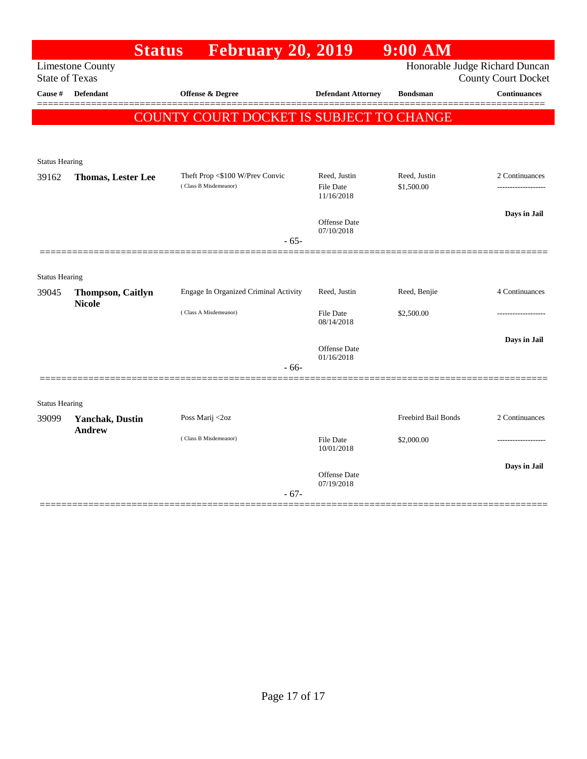# Status February 20, 2019 9:00 AM

Limestone County
State of Texas

Honorable Judge Richard Duncan
County Court Docket

| Cause # | Defendant | Offense & Degree | Defendant Attorney | Bondsman | Continuances |
|---|---|---|---|---|---|

COUNTY COURT DOCKET IS SUBJECT TO CHANGE

Status Hearing

| Cause # | Defendant | Offense & Degree | Defendant Attorney | Bondsman | Continuances |
|---|---|---|---|---|---|
| 39162 | **Thomas, Lester Lee** | Theft Prop <$100 W/Prev Convic (Class B Misdemeanor) | Reed, Justin<br>File Date 11/16/2018<br>Offense Date 07/10/2018 | Reed, Justin<br>$1,500.00 | 2 Continuances<br>-------------------<br>**Days in Jail** |

- 65-

Status Hearing

| Cause # | Defendant | Offense & Degree | Defendant Attorney | Bondsman | Continuances |
|---|---|---|---|---|---|
| 39045 | **Thompson, Caitlyn Nicole** | Engage In Organized Criminal Activity (Class A Misdemeanor) | Reed, Justin<br>File Date 08/14/2018<br>Offense Date 01/16/2018 | Reed, Benjie<br>$2,500.00 | 4 Continuances<br>-------------------<br>**Days in Jail** |

- 66-

Status Hearing

| Cause # | Defendant | Offense & Degree | Defendant Attorney | Bondsman | Continuances |
|---|---|---|---|---|---|
| 39099 | **Yanchak, Dustin Andrew** | Poss Marij <2oz (Class B Misdemeanor) | File Date 10/01/2018<br>Offense Date 07/19/2018 | Freebird Bail Bonds<br>$2,000.00 | 2 Continuances<br>-------------------<br>**Days in Jail** |

- 67-